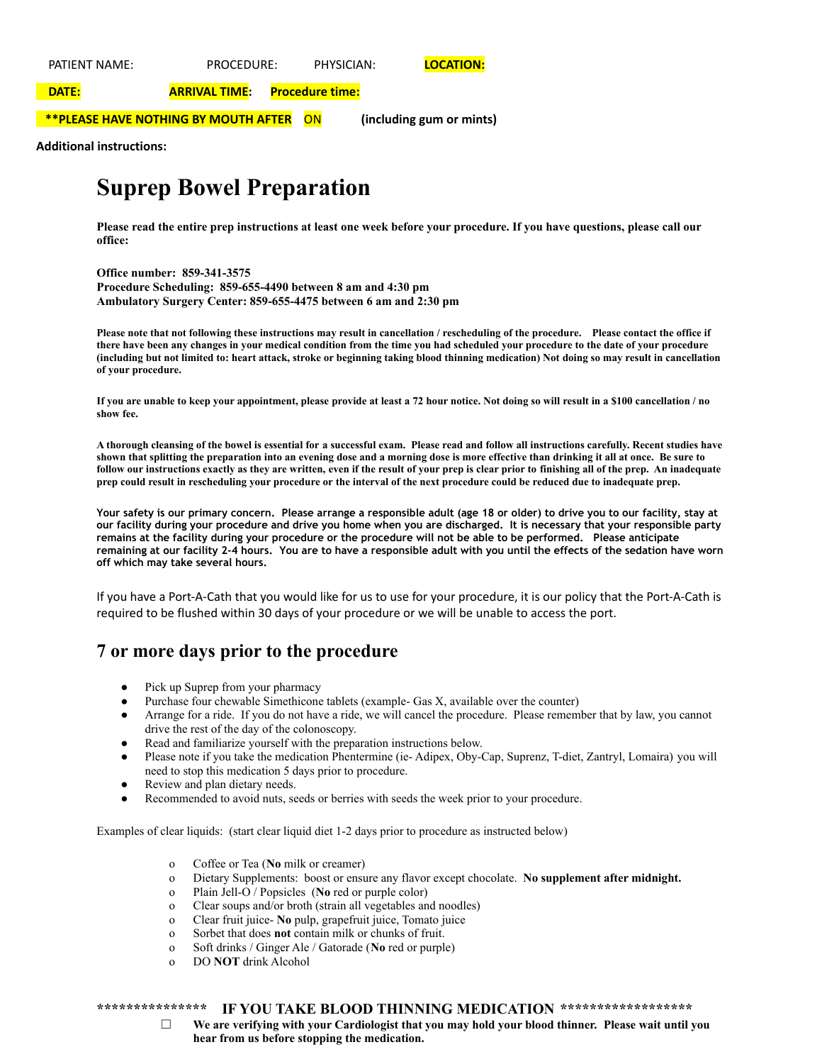PATIENT NAME: PROCEDURE: PHYSICIAN: **LOCATION:**

**DATE:** **ARRIVAL TIME:** **Procedure time:**

**\*\*PLEASE HAVE NOTHING BY MOUTH AFTER** ON **(including gum or mints)**

**Additional instructions:**

# Suprep Bowel Preparation

**Please read the entire prep instructions at least one week before your procedure. If you have questions, please call our office:**

**Office number: 859-341-3575**
**Procedure Scheduling: 859-655-4490 between 8 am and 4:30 pm**
**Ambulatory Surgery Center: 859-655-4475 between 6 am and 2:30 pm**

**Please note that not following these instructions may result in cancellation / rescheduling of the procedure. Please contact the office if there have been any changes in your medical condition from the time you had scheduled your procedure to the date of your procedure (including but not limited to: heart attack, stroke or beginning taking blood thinning medication) Not doing so may result in cancellation of your procedure.**

**If you are unable to keep your appointment, please provide at least a 72 hour notice. Not doing so will result in a $100 cancellation / no show fee.**

**A thorough cleansing of the bowel is essential for a successful exam. Please read and follow all instructions carefully. Recent studies have shown that splitting the preparation into an evening dose and a morning dose is more effective than drinking it all at once. Be sure to follow our instructions exactly as they are written, even if the result of your prep is clear prior to finishing all of the prep. An inadequate prep could result in rescheduling your procedure or the interval of the next procedure could be reduced due to inadequate prep.**

**Your safety is our primary concern. Please arrange a responsible adult (age 18 or older) to drive you to our facility, stay at our facility during your procedure and drive you home when you are discharged. It is necessary that your responsible party remains at the facility during your procedure or the procedure will not be able to be performed. Please anticipate remaining at our facility 2-4 hours. You are to have a responsible adult with you until the effects of the sedation have worn off which may take several hours.**

If you have a Port-A-Cath that you would like for us to use for your procedure, it is our policy that the Port-A-Cath is required to be flushed within 30 days of your procedure or we will be unable to access the port.

## 7 or more days prior to the procedure

- Pick up Suprep from your pharmacy
- Purchase four chewable Simethicone tablets (example- Gas X, available over the counter)
- Arrange for a ride. If you do not have a ride, we will cancel the procedure. Please remember that by law, you cannot drive the rest of the day of the colonoscopy.
- Read and familiarize yourself with the preparation instructions below.
- Please note if you take the medication Phentermine (ie- Adipex, Oby-Cap, Suprenz, T-diet, Zantryl, Lomaira) you will need to stop this medication 5 days prior to procedure.
- Review and plan dietary needs.
- Recommended to avoid nuts, seeds or berries with seeds the week prior to your procedure.

Examples of clear liquids: (start clear liquid diet 1-2 days prior to procedure as instructed below)

- Coffee or Tea (**No** milk or creamer)
- Dietary Supplements: boost or ensure any flavor except chocolate. **No supplement after midnight.**
- Plain Jell-O / Popsicles (**No** red or purple color)
- Clear soups and/or broth (strain all vegetables and noodles)
- Clear fruit juice- **No** pulp, grapefruit juice, Tomato juice
- Sorbet that does **not** contain milk or chunks of fruit.
- Soft drinks / Ginger Ale / Gatorade (**No** red or purple)
- DO **NOT** drink Alcohol

**\*\*\*\*\*\*\*\*\*\*\*\*\*\*\* IF YOU TAKE BLOOD THINNING MEDICATION \*\*\*\*\*\*\*\*\*\*\*\*\*\*\*\*\***

- ☐ **We are verifying with your Cardiologist that you may hold your blood thinner. Please wait until you hear from us before stopping the medication.**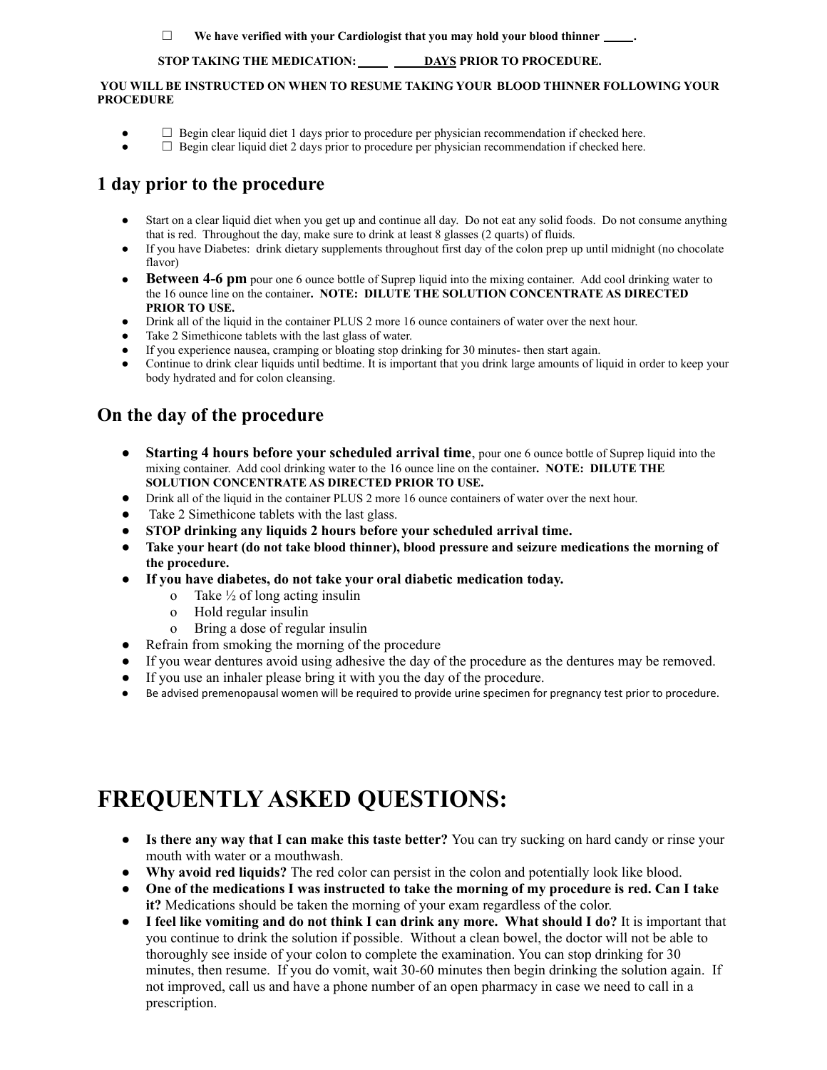☐ **We have verified with your Cardiologist that you may hold your blood thinner \_\_\_\_\_.**

**STOP TAKING THE MEDICATION: \_\_\_\_\_ \_\_\_\_\_ <u>DAYS</u> PRIOR TO PROCEDURE.**

**YOU WILL BE INSTRUCTED ON WHEN TO RESUME TAKING YOUR BLOOD THINNER FOLLOWING YOUR PROCEDURE**

- ☐ Begin clear liquid diet 1 days prior to procedure per physician recommendation if checked here.
- ☐ Begin clear liquid diet 2 days prior to procedure per physician recommendation if checked here.

## 1 day prior to the procedure

- Start on a clear liquid diet when you get up and continue all day. Do not eat any solid foods. Do not consume anything that is red. Throughout the day, make sure to drink at least 8 glasses (2 quarts) of fluids.
- If you have Diabetes: drink dietary supplements throughout first day of the colon prep up until midnight (no chocolate flavor)
- **Between 4-6 pm** pour one 6 ounce bottle of Suprep liquid into the mixing container. Add cool drinking water to the 16 ounce line on the container**. NOTE: DILUTE THE SOLUTION CONCENTRATE AS DIRECTED PRIOR TO USE.**
- Drink all of the liquid in the container PLUS 2 more 16 ounce containers of water over the next hour.
- Take 2 Simethicone tablets with the last glass of water.
- If you experience nausea, cramping or bloating stop drinking for 30 minutes- then start again.
- Continue to drink clear liquids until bedtime. It is important that you drink large amounts of liquid in order to keep your body hydrated and for colon cleansing.

## On the day of the procedure

- **Starting 4 hours before your scheduled arrival time**, pour one 6 ounce bottle of Suprep liquid into the mixing container. Add cool drinking water to the 16 ounce line on the container**. NOTE: DILUTE THE SOLUTION CONCENTRATE AS DIRECTED PRIOR TO USE.**
- Drink all of the liquid in the container PLUS 2 more 16 ounce containers of water over the next hour.
- Take 2 Simethicone tablets with the last glass.
- **STOP drinking any liquids 2 hours before your scheduled arrival time.**
- **Take your heart (do not take blood thinner), blood pressure and seizure medications the morning of the procedure.**
- **If you have diabetes, do not take your oral diabetic medication today.**
  - Take ½ of long acting insulin
  - Hold regular insulin
  - Bring a dose of regular insulin
- Refrain from smoking the morning of the procedure
- If you wear dentures avoid using adhesive the day of the procedure as the dentures may be removed.
- If you use an inhaler please bring it with you the day of the procedure.
- Be advised premenopausal women will be required to provide urine specimen for pregnancy test prior to procedure.

# FREQUENTLY ASKED QUESTIONS:

- **Is there any way that I can make this taste better?** You can try sucking on hard candy or rinse your mouth with water or a mouthwash.
- **Why avoid red liquids?** The red color can persist in the colon and potentially look like blood.
- **One of the medications I was instructed to take the morning of my procedure is red. Can I take it?** Medications should be taken the morning of your exam regardless of the color.
- **I feel like vomiting and do not think I can drink any more. What should I do?** It is important that you continue to drink the solution if possible. Without a clean bowel, the doctor will not be able to thoroughly see inside of your colon to complete the examination. You can stop drinking for 30 minutes, then resume. If you do vomit, wait 30-60 minutes then begin drinking the solution again. If not improved, call us and have a phone number of an open pharmacy in case we need to call in a prescription.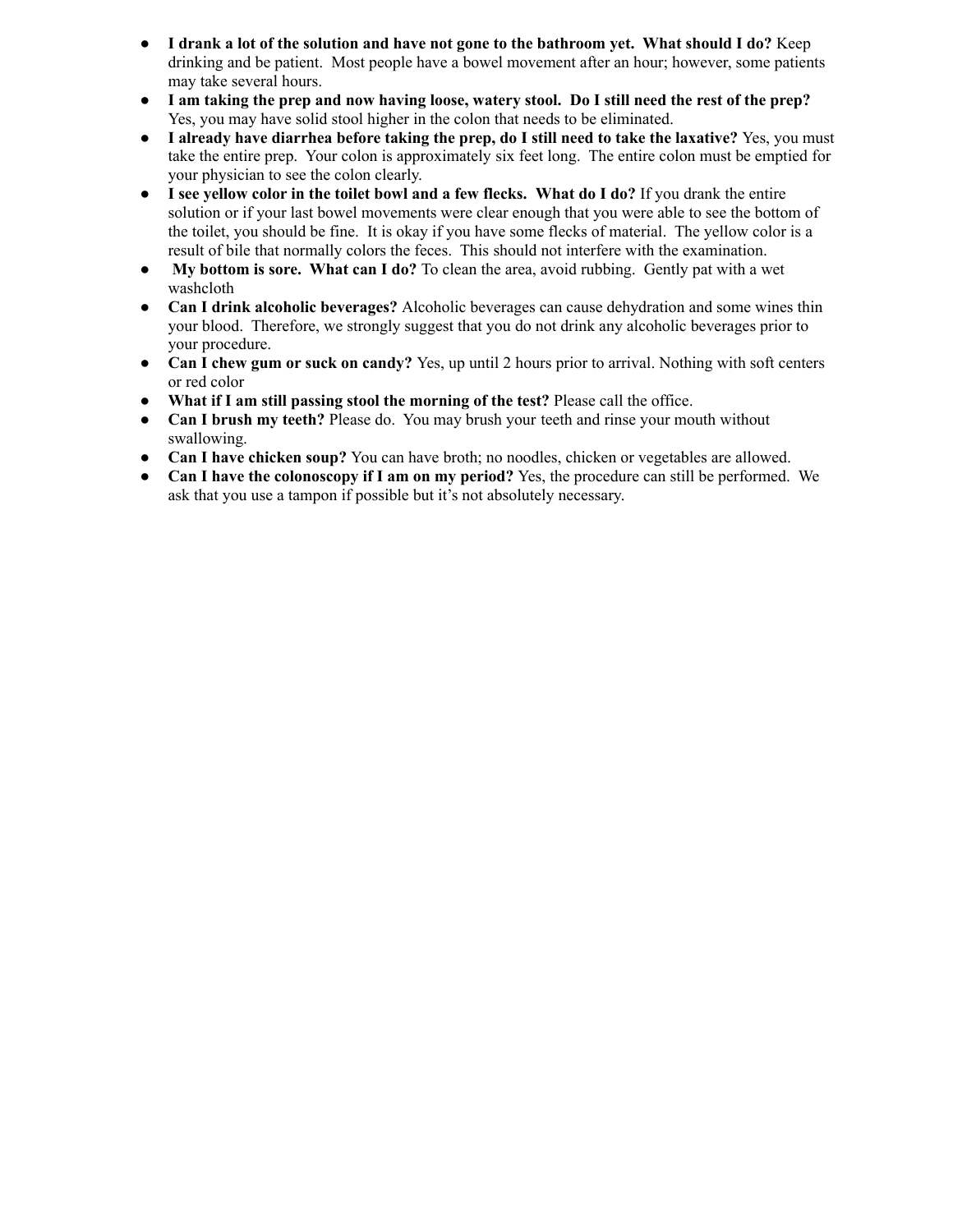- **I drank a lot of the solution and have not gone to the bathroom yet. What should I do?** Keep drinking and be patient. Most people have a bowel movement after an hour; however, some patients may take several hours.
- **I am taking the prep and now having loose, watery stool. Do I still need the rest of the prep?** Yes, you may have solid stool higher in the colon that needs to be eliminated.
- **I already have diarrhea before taking the prep, do I still need to take the laxative?** Yes, you must take the entire prep. Your colon is approximately six feet long. The entire colon must be emptied for your physician to see the colon clearly.
- **I see yellow color in the toilet bowl and a few flecks. What do I do?** If you drank the entire solution or if your last bowel movements were clear enough that you were able to see the bottom of the toilet, you should be fine. It is okay if you have some flecks of material. The yellow color is a result of bile that normally colors the feces. This should not interfere with the examination.
- **My bottom is sore. What can I do?** To clean the area, avoid rubbing. Gently pat with a wet washcloth
- **Can I drink alcoholic beverages?** Alcoholic beverages can cause dehydration and some wines thin your blood. Therefore, we strongly suggest that you do not drink any alcoholic beverages prior to your procedure.
- **Can I chew gum or suck on candy?** Yes, up until 2 hours prior to arrival. Nothing with soft centers or red color
- **What if I am still passing stool the morning of the test?** Please call the office.
- **Can I brush my teeth?** Please do. You may brush your teeth and rinse your mouth without swallowing.
- **Can I have chicken soup?** You can have broth; no noodles, chicken or vegetables are allowed.
- **Can I have the colonoscopy if I am on my period?** Yes, the procedure can still be performed. We ask that you use a tampon if possible but it's not absolutely necessary.